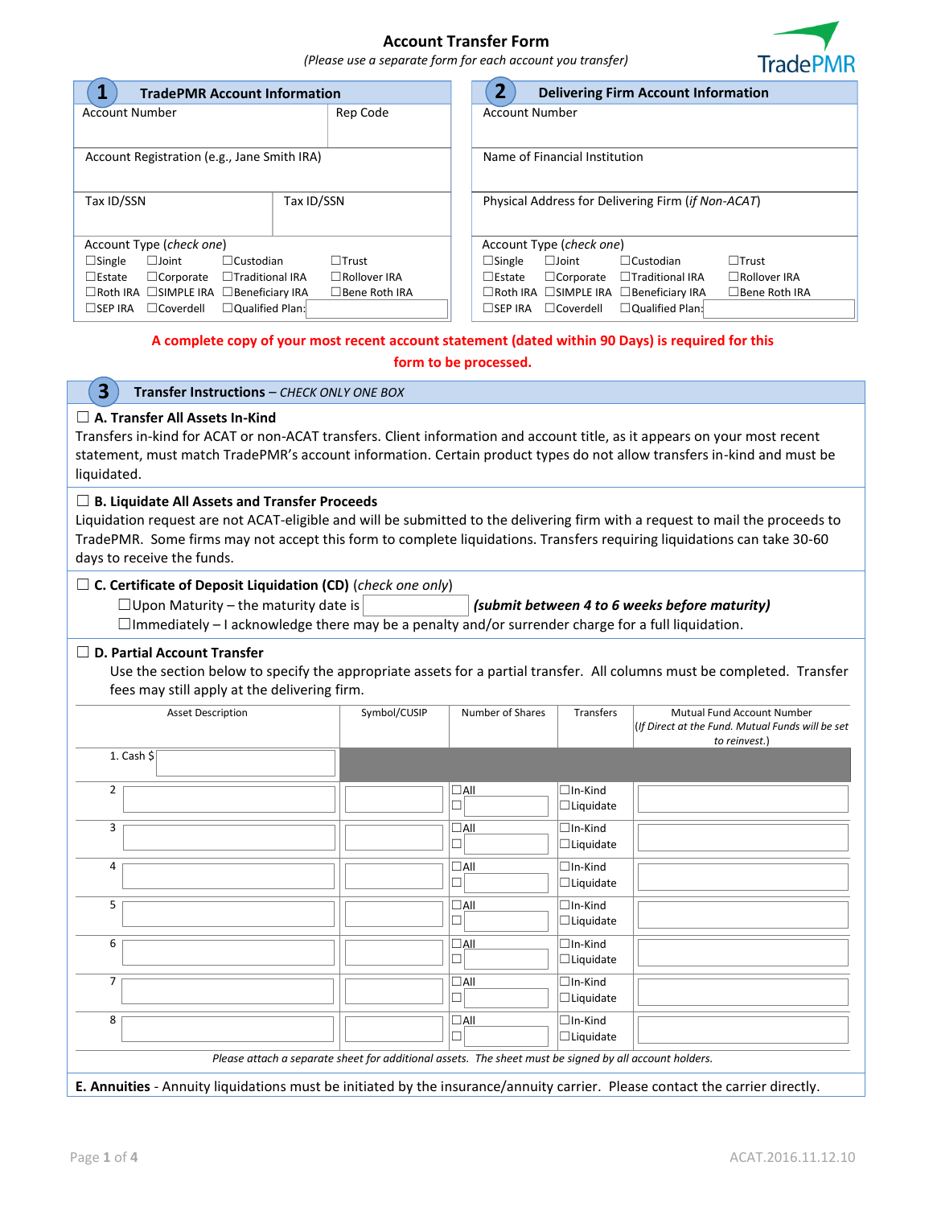# Account Transfer Form

*(Please use a separate form for each account you transfer)*

TradePMR

## 1 TradePMR Account Information

| Account Number | Rep Code |
|---|---|
| | |

Account Registration (e.g., Jane Smith IRA)

| Tax ID/SSN | Tax ID/SSN |
|---|---|
| | |

Account Type (*check one*)

☐Single ☐Joint ☐Custodian ☐Trust
☐Estate ☐Corporate ☐Traditional IRA ☐Rollover IRA
☐Roth IRA ☐SIMPLE IRA ☐Beneficiary IRA ☐Bene Roth IRA
☐SEP IRA ☐Coverdell ☐Qualified Plan:

## 2 Delivering Firm Account Information

Account Number

Name of Financial Institution

Physical Address for Delivering Firm (*if Non-ACAT*)

Account Type (*check one*)

☐Single ☐Joint ☐Custodian ☐Trust
☐Estate ☐Corporate ☐Traditional IRA ☐Rollover IRA
☐Roth IRA ☐SIMPLE IRA ☐Beneficiary IRA ☐Bene Roth IRA
☐SEP IRA ☐Coverdell ☐Qualified Plan:

**A complete copy of your most recent account statement (dated within 90 Days) is required for this form to be processed.**

## 3 Transfer Instructions – *CHECK ONLY ONE BOX*

☐ **A. Transfer All Assets In-Kind**
Transfers in-kind for ACAT or non-ACAT transfers. Client information and account title, as it appears on your most recent statement, must match TradePMR's account information. Certain product types do not allow transfers in-kind and must be liquidated.

☐ **B. Liquidate All Assets and Transfer Proceeds**
Liquidation request are not ACAT-eligible and will be submitted to the delivering firm with a request to mail the proceeds to TradePMR. Some firms may not accept this form to complete liquidations. Transfers requiring liquidations can take 30-60 days to receive the funds.

☐ **C. Certificate of Deposit Liquidation (CD)** (*check one only*)
☐Upon Maturity – the maturity date is ________ ***(submit between 4 to 6 weeks before maturity)***
☐Immediately – I acknowledge there may be a penalty and/or surrender charge for a full liquidation.

☐ **D. Partial Account Transfer**
Use the section below to specify the appropriate assets for a partial transfer. All columns must be completed. Transfer fees may still apply at the delivering firm.

| Asset Description | Symbol/CUSIP | Number of Shares | Transfers | Mutual Fund Account Number (*If Direct at the Fund. Mutual Funds will be set to reinvest.*) |
|---|---|---|---|---|
| 1. Cash $ | | | | |
| 2 | | ☐All ☐ | ☐In-Kind ☐Liquidate | |
| 3 | | ☐All ☐ | ☐In-Kind ☐Liquidate | |
| 4 | | ☐All ☐ | ☐In-Kind ☐Liquidate | |
| 5 | | ☐All ☐ | ☐In-Kind ☐Liquidate | |
| 6 | | ☐All ☐ | ☐In-Kind ☐Liquidate | |
| 7 | | ☐All ☐ | ☐In-Kind ☐Liquidate | |
| 8 | | ☐All ☐ | ☐In-Kind ☐Liquidate | |

*Please attach a separate sheet for additional assets. The sheet must be signed by all account holders.*

**E. Annuities** - Annuity liquidations must be initiated by the insurance/annuity carrier. Please contact the carrier directly.

ACAT.2016.11.12.10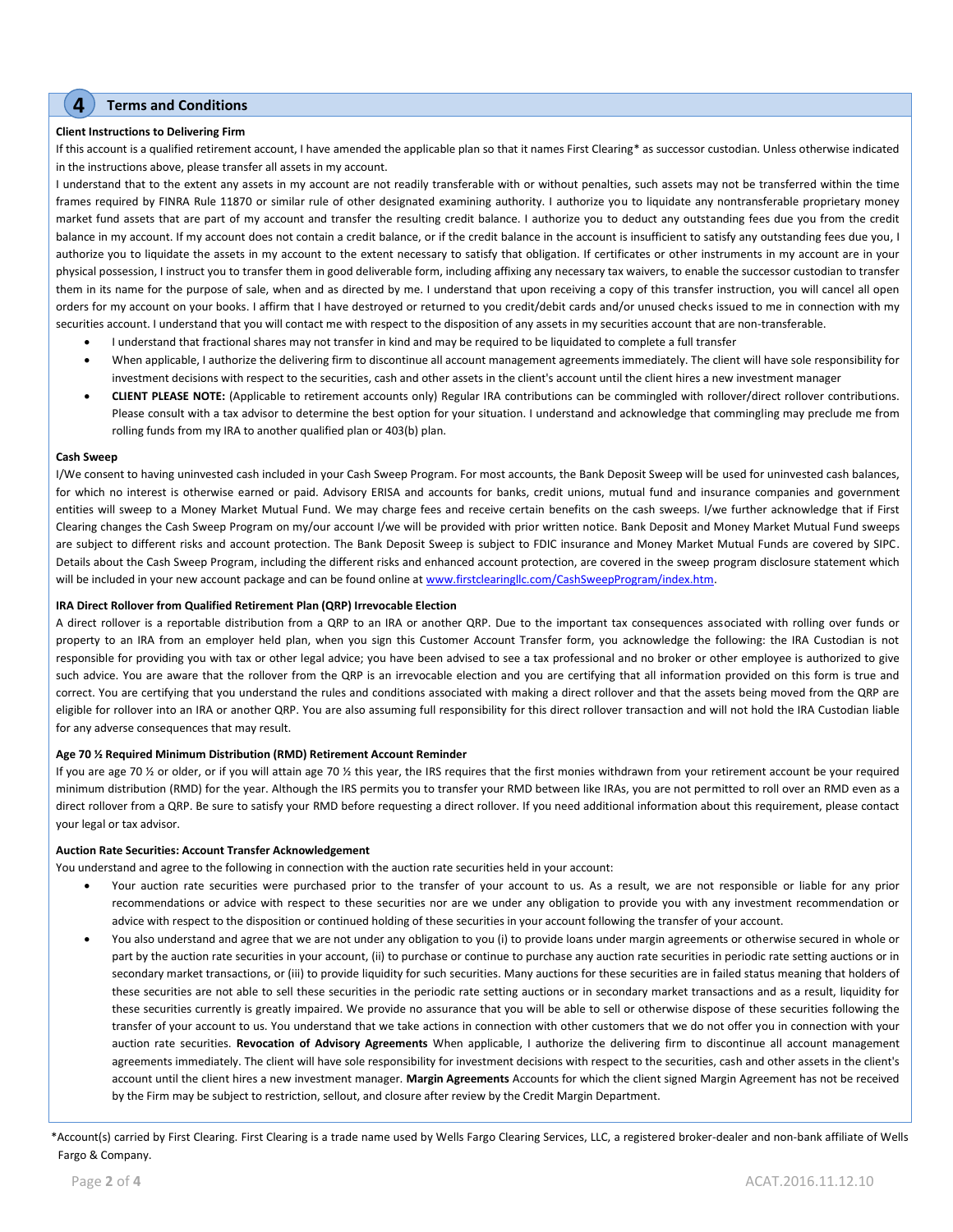## 4 Terms and Conditions

**Client Instructions to Delivering Firm**

If this account is a qualified retirement account, I have amended the applicable plan so that it names First Clearing* as successor custodian. Unless otherwise indicated in the instructions above, please transfer all assets in my account.

I understand that to the extent any assets in my account are not readily transferable with or without penalties, such assets may not be transferred within the time frames required by FINRA Rule 11870 or similar rule of other designated examining authority. I authorize you to liquidate any nontransferable proprietary money market fund assets that are part of my account and transfer the resulting credit balance. I authorize you to deduct any outstanding fees due you from the credit balance in my account. If my account does not contain a credit balance, or if the credit balance in the account is insufficient to satisfy any outstanding fees due you, I authorize you to liquidate the assets in my account to the extent necessary to satisfy that obligation. If certificates or other instruments in my account are in your physical possession, I instruct you to transfer them in good deliverable form, including affixing any necessary tax waivers, to enable the successor custodian to transfer them in its name for the purpose of sale, when and as directed by me. I understand that upon receiving a copy of this transfer instruction, you will cancel all open orders for my account on your books. I affirm that I have destroyed or returned to you credit/debit cards and/or unused checks issued to me in connection with my securities account. I understand that you will contact me with respect to the disposition of any assets in my securities account that are non-transferable.

- I understand that fractional shares may not transfer in kind and may be required to be liquidated to complete a full transfer
- When applicable, I authorize the delivering firm to discontinue all account management agreements immediately. The client will have sole responsibility for investment decisions with respect to the securities, cash and other assets in the client's account until the client hires a new investment manager
- **CLIENT PLEASE NOTE:** (Applicable to retirement accounts only) Regular IRA contributions can be commingled with rollover/direct rollover contributions. Please consult with a tax advisor to determine the best option for your situation. I understand and acknowledge that commingling may preclude me from rolling funds from my IRA to another qualified plan or 403(b) plan.

**Cash Sweep**

I/We consent to having uninvested cash included in your Cash Sweep Program. For most accounts, the Bank Deposit Sweep will be used for uninvested cash balances, for which no interest is otherwise earned or paid. Advisory ERISA and accounts for banks, credit unions, mutual fund and insurance companies and government entities will sweep to a Money Market Mutual Fund. We may charge fees and receive certain benefits on the cash sweeps. I/we further acknowledge that if First Clearing changes the Cash Sweep Program on my/our account I/we will be provided with prior written notice. Bank Deposit and Money Market Mutual Fund sweeps are subject to different risks and account protection. The Bank Deposit Sweep is subject to FDIC insurance and Money Market Mutual Funds are covered by SIPC. Details about the Cash Sweep Program, including the different risks and enhanced account protection, are covered in the sweep program disclosure statement which will be included in your new account package and can be found online at www.firstclearingllc.com/CashSweepProgram/index.htm.

**IRA Direct Rollover from Qualified Retirement Plan (QRP) Irrevocable Election**

A direct rollover is a reportable distribution from a QRP to an IRA or another QRP. Due to the important tax consequences associated with rolling over funds or property to an IRA from an employer held plan, when you sign this Customer Account Transfer form, you acknowledge the following: the IRA Custodian is not responsible for providing you with tax or other legal advice; you have been advised to see a tax professional and no broker or other employee is authorized to give such advice. You are aware that the rollover from the QRP is an irrevocable election and you are certifying that all information provided on this form is true and correct. You are certifying that you understand the rules and conditions associated with making a direct rollover and that the assets being moved from the QRP are eligible for rollover into an IRA or another QRP. You are also assuming full responsibility for this direct rollover transaction and will not hold the IRA Custodian liable for any adverse consequences that may result.

**Age 70 ½ Required Minimum Distribution (RMD) Retirement Account Reminder**

If you are age 70 ½ or older, or if you will attain age 70 ½ this year, the IRS requires that the first monies withdrawn from your retirement account be your required minimum distribution (RMD) for the year. Although the IRS permits you to transfer your RMD between like IRAs, you are not permitted to roll over an RMD even as a direct rollover from a QRP. Be sure to satisfy your RMD before requesting a direct rollover. If you need additional information about this requirement, please contact your legal or tax advisor.

**Auction Rate Securities: Account Transfer Acknowledgement**

You understand and agree to the following in connection with the auction rate securities held in your account:

- Your auction rate securities were purchased prior to the transfer of your account to us. As a result, we are not responsible or liable for any prior recommendations or advice with respect to these securities nor are we under any obligation to provide you with any investment recommendation or advice with respect to the disposition or continued holding of these securities in your account following the transfer of your account.
- You also understand and agree that we are not under any obligation to you (i) to provide loans under margin agreements or otherwise secured in whole or part by the auction rate securities in your account, (ii) to purchase or continue to purchase any auction rate securities in periodic rate setting auctions or in secondary market transactions, or (iii) to provide liquidity for such securities. Many auctions for these securities are in failed status meaning that holders of these securities are not able to sell these securities in the periodic rate setting auctions or in secondary market transactions and as a result, liquidity for these securities currently is greatly impaired. We provide no assurance that you will be able to sell or otherwise dispose of these securities following the transfer of your account to us. You understand that we take actions in connection with other customers that we do not offer you in connection with your auction rate securities. **Revocation of Advisory Agreements** When applicable, I authorize the delivering firm to discontinue all account management agreements immediately. The client will have sole responsibility for investment decisions with respect to the securities, cash and other assets in the client's account until the client hires a new investment manager. **Margin Agreements** Accounts for which the client signed Margin Agreement has not been received by the Firm may be subject to restriction, sellout, and closure after review by the Credit Margin Department.

*Account(s) carried by First Clearing. First Clearing is a trade name used by Wells Fargo Clearing Services, LLC, a registered broker-dealer and non-bank affiliate of Wells Fargo & Company.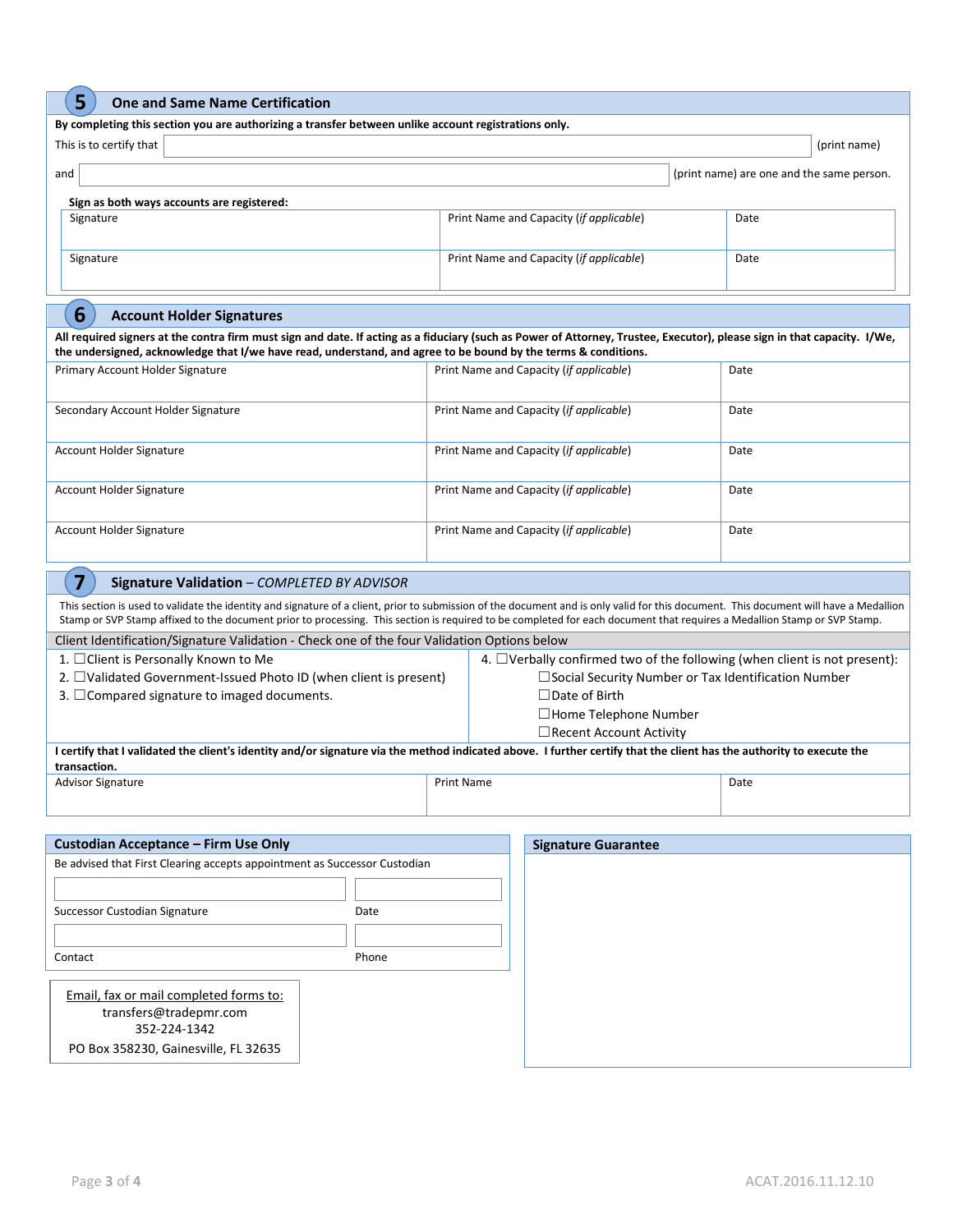## 5 One and Same Name Certification

**By completing this section you are authorizing a transfer between unlike account registrations only.**

This is to certify that ______________________________ (print name)

and ______________________________ (print name) are one and the same person.

**Sign as both ways accounts are registered:**

| Signature | Print Name and Capacity (*if applicable*) | Date |
|---|---|---|
| Signature | Print Name and Capacity (*if applicable*) | Date |

## 6 Account Holder Signatures

**All required signers at the contra firm must sign and date. If acting as a fiduciary (such as Power of Attorney, Trustee, Executor), please sign in that capacity. I/We, the undersigned, acknowledge that I/we have read, understand, and agree to be bound by the terms & conditions.**

| Primary Account Holder Signature | Print Name and Capacity (*if applicable*) | Date |
|---|---|---|
| Secondary Account Holder Signature | Print Name and Capacity (*if applicable*) | Date |
| Account Holder Signature | Print Name and Capacity (*if applicable*) | Date |
| Account Holder Signature | Print Name and Capacity (*if applicable*) | Date |
| Account Holder Signature | Print Name and Capacity (*if applicable*) | Date |

## 7 Signature Validation – *COMPLETED BY ADVISOR*

This section is used to validate the identity and signature of a client, prior to submission of the document and is only valid for this document. This document will have a Medallion Stamp or SVP Stamp affixed to the document prior to processing. This section is required to be completed for each document that requires a Medallion Stamp or SVP Stamp.

Client Identification/Signature Validation - Check one of the four Validation Options below

1. ☐Client is Personally Known to Me
2. ☐Validated Government-Issued Photo ID (when client is present)
3. ☐Compared signature to imaged documents.
4. ☐Verbally confirmed two of the following (when client is not present):
   - ☐Social Security Number or Tax Identification Number
   - ☐Date of Birth
   - ☐Home Telephone Number
   - ☐Recent Account Activity

**I certify that I validated the client's identity and/or signature via the method indicated above. I further certify that the client has the authority to execute the transaction.**

| Advisor Signature | Print Name | Date |
|---|---|---|

### Custodian Acceptance – Firm Use Only

Be advised that First Clearing accepts appointment as Successor Custodian

| Successor Custodian Signature | Date |
|---|---|
| Contact | Phone |

### Signature Guarantee

Email, fax or mail completed forms to:
transfers@tradepmr.com
352-224-1342
PO Box 358230, Gainesville, FL 32635

ACAT.2016.11.12.10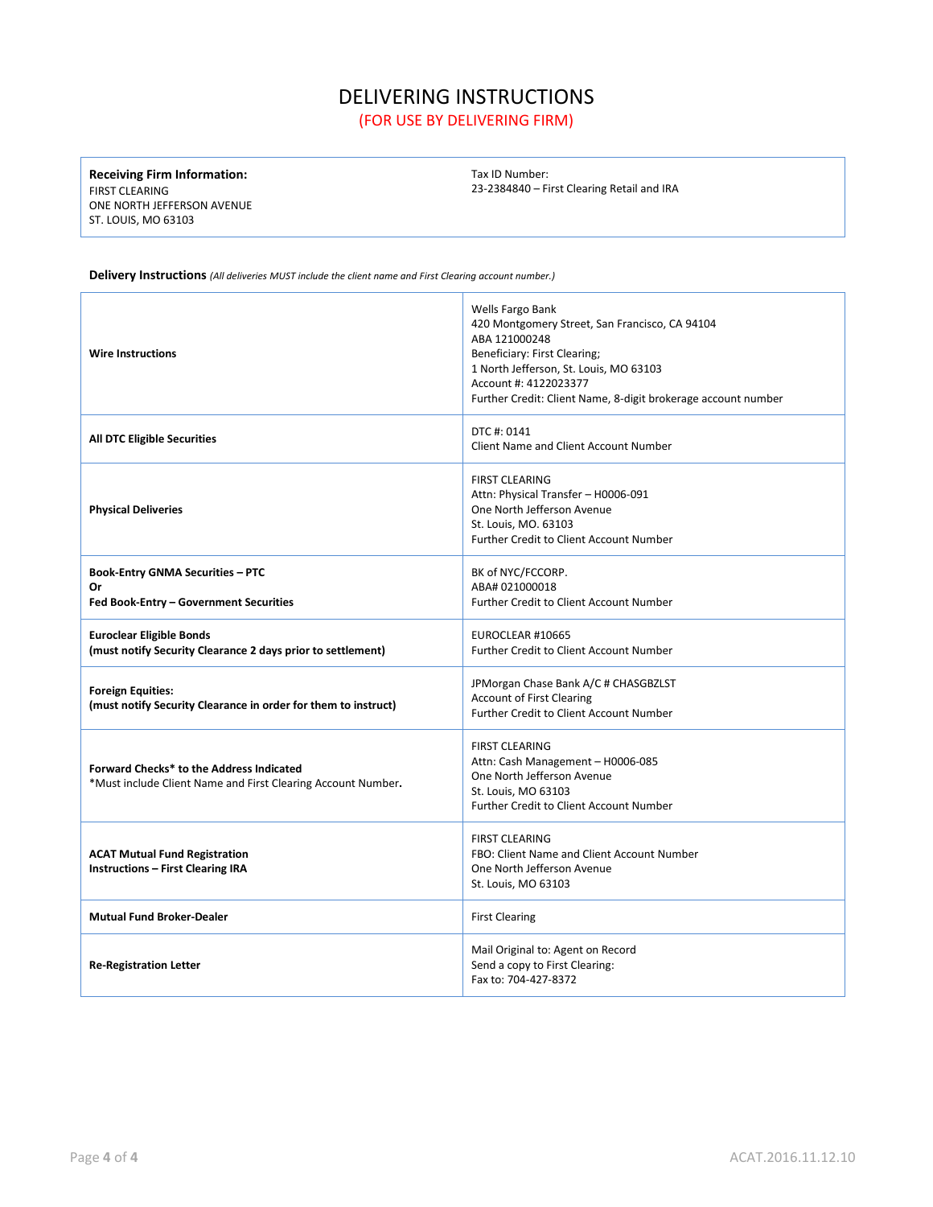# DELIVERING INSTRUCTIONS

(FOR USE BY DELIVERING FIRM)

| | |
|---|---|
| **Receiving Firm Information:**<br>FIRST CLEARING<br>ONE NORTH JEFFERSON AVENUE<br>ST. LOUIS, MO 63103 | Tax ID Number:<br>23-2384840 – First Clearing Retail and IRA |

**Delivery Instructions** *(All deliveries MUST include the client name and First Clearing account number.)*

| | |
|---|---|
| **Wire Instructions** | Wells Fargo Bank<br>420 Montgomery Street, San Francisco, CA 94104<br>ABA 121000248<br>Beneficiary: First Clearing;<br>1 North Jefferson, St. Louis, MO 63103<br>Account #: 4122023377<br>Further Credit: Client Name, 8-digit brokerage account number |
| **All DTC Eligible Securities** | DTC #: 0141<br>Client Name and Client Account Number |
| **Physical Deliveries** | FIRST CLEARING<br>Attn: Physical Transfer – H0006-091<br>One North Jefferson Avenue<br>St. Louis, MO. 63103<br>Further Credit to Client Account Number |
| **Book-Entry GNMA Securities – PTC**<br>**Or**<br>**Fed Book-Entry – Government Securities** | BK of NYC/FCCORP.<br>ABA# 021000018<br>Further Credit to Client Account Number |
| **Euroclear Eligible Bonds**<br>**(must notify Security Clearance 2 days prior to settlement)** | EUROCLEAR #10665<br>Further Credit to Client Account Number |
| **Foreign Equities:**<br>**(must notify Security Clearance in order for them to instruct)** | JPMorgan Chase Bank A/C # CHASGBZLST<br>Account of First Clearing<br>Further Credit to Client Account Number |
| **Forward Checks* to the Address Indicated**<br>*Must include Client Name and First Clearing Account Number. | FIRST CLEARING<br>Attn: Cash Management – H0006-085<br>One North Jefferson Avenue<br>St. Louis, MO 63103<br>Further Credit to Client Account Number |
| **ACAT Mutual Fund Registration**<br>**Instructions – First Clearing IRA** | FIRST CLEARING<br>FBO: Client Name and Client Account Number<br>One North Jefferson Avenue<br>St. Louis, MO 63103 |
| **Mutual Fund Broker-Dealer** | First Clearing |
| **Re-Registration Letter** | Mail Original to: Agent on Record<br>Send a copy to First Clearing:<br>Fax to: 704-427-8372 |

ACAT.2016.11.12.10